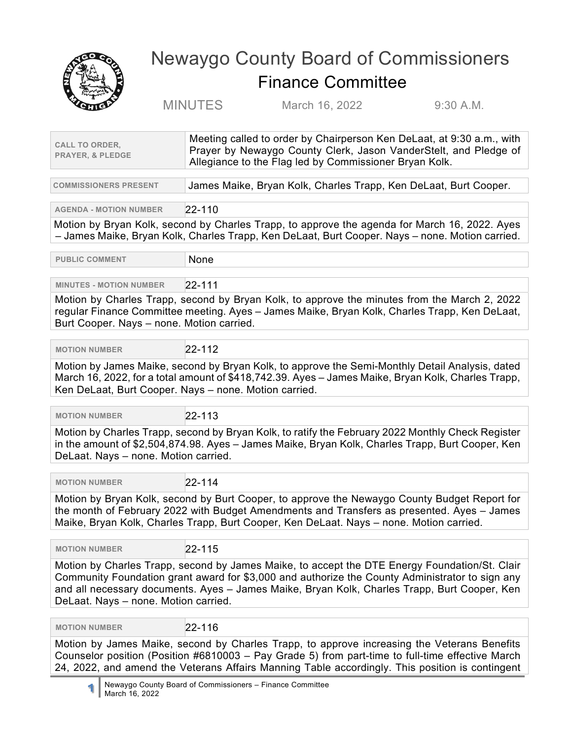# Newaygo County Board of Commissioners

## Finance Committee

MINUTES March 16, 2022 9:30 A.M.

| CALL TO ORDER, PRAYER, & PLEDGE | Meeting called to order by Chairperson Ken DeLaat, at 9:30 a.m., with Prayer by Newaygo County Clerk, Jason VanderStelt, and Pledge of Allegiance to the Flag led by Commissioner Bryan Kolk. |
|---|---|

| COMMISSIONERS PRESENT | James Maike, Bryan Kolk, Charles Trapp, Ken DeLaat, Burt Cooper. |
|---|---|

**AGENDA - MOTION NUMBER** 22-110

Motion by Bryan Kolk, second by Charles Trapp, to approve the agenda for March 16, 2022. Ayes – James Maike, Bryan Kolk, Charles Trapp, Ken DeLaat, Burt Cooper. Nays – none. Motion carried.

| PUBLIC COMMENT | None |
|---|---|

**MINUTES - MOTION NUMBER** 22-111

Motion by Charles Trapp, second by Bryan Kolk, to approve the minutes from the March 2, 2022 regular Finance Committee meeting. Ayes – James Maike, Bryan Kolk, Charles Trapp, Ken DeLaat, Burt Cooper. Nays – none. Motion carried.

**MOTION NUMBER** 22-112

Motion by James Maike, second by Bryan Kolk, to approve the Semi-Monthly Detail Analysis, dated March 16, 2022, for a total amount of $418,742.39. Ayes – James Maike, Bryan Kolk, Charles Trapp, Ken DeLaat, Burt Cooper. Nays – none. Motion carried.

**MOTION NUMBER** 22-113

Motion by Charles Trapp, second by Bryan Kolk, to ratify the February 2022 Monthly Check Register in the amount of $2,504,874.98. Ayes – James Maike, Bryan Kolk, Charles Trapp, Burt Cooper, Ken DeLaat. Nays – none. Motion carried.

**MOTION NUMBER** 22-114

Motion by Bryan Kolk, second by Burt Cooper, to approve the Newaygo County Budget Report for the month of February 2022 with Budget Amendments and Transfers as presented. Ayes – James Maike, Bryan Kolk, Charles Trapp, Burt Cooper, Ken DeLaat. Nays – none. Motion carried.

**MOTION NUMBER** 22-115

Motion by Charles Trapp, second by James Maike, to accept the DTE Energy Foundation/St. Clair Community Foundation grant award for $3,000 and authorize the County Administrator to sign any and all necessary documents. Ayes – James Maike, Bryan Kolk, Charles Trapp, Burt Cooper, Ken DeLaat. Nays – none. Motion carried.

**MOTION NUMBER** 22-116

Motion by James Maike, second by Charles Trapp, to approve increasing the Veterans Benefits Counselor position (Position #6810003 – Pay Grade 5) from part-time to full-time effective March 24, 2022, and amend the Veterans Affairs Manning Table accordingly. This position is contingent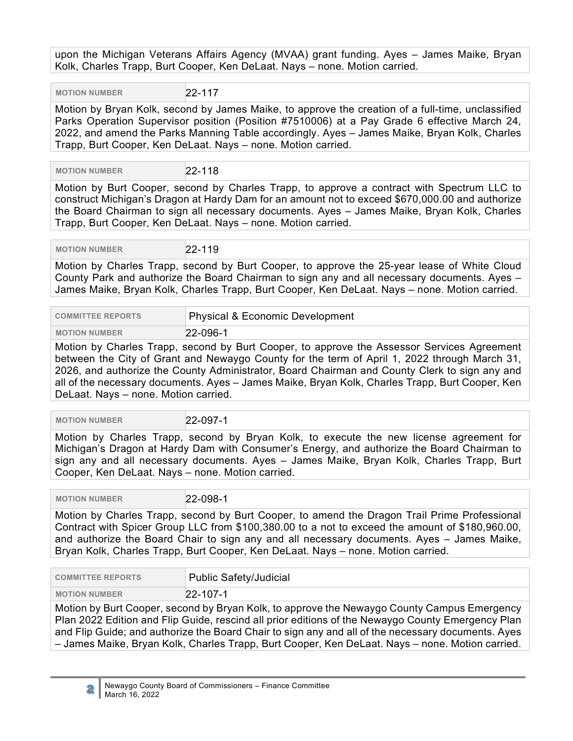upon the Michigan Veterans Affairs Agency (MVAA) grant funding. Ayes – James Maike, Bryan Kolk, Charles Trapp, Burt Cooper, Ken DeLaat. Nays – none. Motion carried.

| MOTION NUMBER | 22-117 |
| --- | --- |

Motion by Bryan Kolk, second by James Maike, to approve the creation of a full-time, unclassified Parks Operation Supervisor position (Position #7510006) at a Pay Grade 6 effective March 24, 2022, and amend the Parks Manning Table accordingly. Ayes – James Maike, Bryan Kolk, Charles Trapp, Burt Cooper, Ken DeLaat. Nays – none. Motion carried.

| MOTION NUMBER | 22-118 |
| --- | --- |

Motion by Burt Cooper, second by Charles Trapp, to approve a contract with Spectrum LLC to construct Michigan's Dragon at Hardy Dam for an amount not to exceed $670,000.00 and authorize the Board Chairman to sign all necessary documents. Ayes – James Maike, Bryan Kolk, Charles Trapp, Burt Cooper, Ken DeLaat. Nays – none. Motion carried.

| MOTION NUMBER | 22-119 |
| --- | --- |

Motion by Charles Trapp, second by Burt Cooper, to approve the 25-year lease of White Cloud County Park and authorize the Board Chairman to sign any and all necessary documents. Ayes – James Maike, Bryan Kolk, Charles Trapp, Burt Cooper, Ken DeLaat. Nays – none. Motion carried.

| COMMITTEE REPORTS | Physical & Economic Development |
| --- | --- |
| MOTION NUMBER | 22-096-1 |

Motion by Charles Trapp, second by Burt Cooper, to approve the Assessor Services Agreement between the City of Grant and Newaygo County for the term of April 1, 2022 through March 31, 2026, and authorize the County Administrator, Board Chairman and County Clerk to sign any and all of the necessary documents. Ayes – James Maike, Bryan Kolk, Charles Trapp, Burt Cooper, Ken DeLaat. Nays – none. Motion carried.

| MOTION NUMBER | 22-097-1 |
| --- | --- |

Motion by Charles Trapp, second by Bryan Kolk, to execute the new license agreement for Michigan's Dragon at Hardy Dam with Consumer's Energy, and authorize the Board Chairman to sign any and all necessary documents. Ayes – James Maike, Bryan Kolk, Charles Trapp, Burt Cooper, Ken DeLaat. Nays – none. Motion carried.

| MOTION NUMBER | 22-098-1 |
| --- | --- |

Motion by Charles Trapp, second by Burt Cooper, to amend the Dragon Trail Prime Professional Contract with Spicer Group LLC from $100,380.00 to a not to exceed the amount of $180,960.00, and authorize the Board Chair to sign any and all necessary documents. Ayes – James Maike, Bryan Kolk, Charles Trapp, Burt Cooper, Ken DeLaat. Nays – none. Motion carried.

| COMMITTEE REPORTS | Public Safety/Judicial |
| --- | --- |
| MOTION NUMBER | 22-107-1 |

Motion by Burt Cooper, second by Bryan Kolk, to approve the Newaygo County Campus Emergency Plan 2022 Edition and Flip Guide, rescind all prior editions of the Newaygo County Emergency Plan and Flip Guide; and authorize the Board Chair to sign any and all of the necessary documents. Ayes – James Maike, Bryan Kolk, Charles Trapp, Burt Cooper, Ken DeLaat. Nays – none. Motion carried.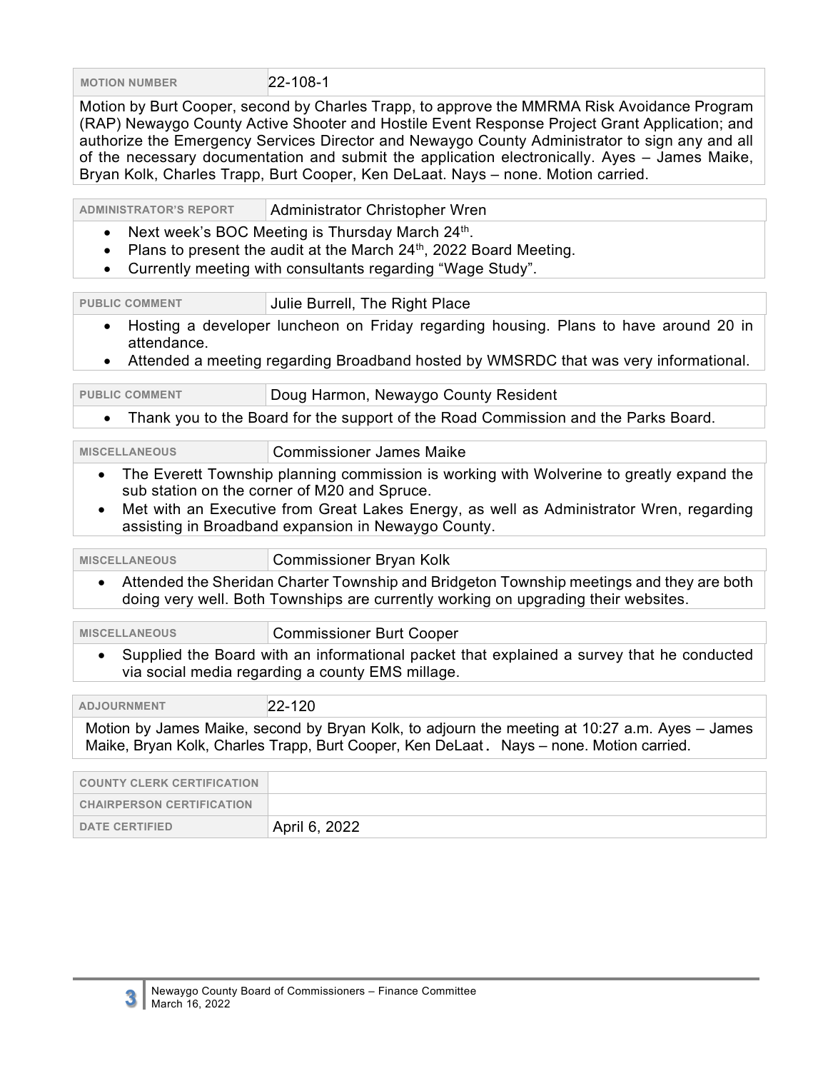| MOTION NUMBER | 22-108-1 |
| --- | --- |

Motion by Burt Cooper, second by Charles Trapp, to approve the MMRMA Risk Avoidance Program (RAP) Newaygo County Active Shooter and Hostile Event Response Project Grant Application; and authorize the Emergency Services Director and Newaygo County Administrator to sign any and all of the necessary documentation and submit the application electronically. Ayes – James Maike, Bryan Kolk, Charles Trapp, Burt Cooper, Ken DeLaat. Nays – none. Motion carried.

| ADMINISTRATOR'S REPORT | Administrator Christopher Wren |
| --- | --- |

- Next week's BOC Meeting is Thursday March 24th.
- Plans to present the audit at the March 24th, 2022 Board Meeting.
- Currently meeting with consultants regarding "Wage Study".

| PUBLIC COMMENT | Julie Burrell, The Right Place |
| --- | --- |

- Hosting a developer luncheon on Friday regarding housing. Plans to have around 20 in attendance.
- Attended a meeting regarding Broadband hosted by WMSRDC that was very informational.

| PUBLIC COMMENT | Doug Harmon, Newaygo County Resident |
| --- | --- |

- Thank you to the Board for the support of the Road Commission and the Parks Board.

| MISCELLANEOUS | Commissioner James Maike |
| --- | --- |

- The Everett Township planning commission is working with Wolverine to greatly expand the sub station on the corner of M20 and Spruce.
- Met with an Executive from Great Lakes Energy, as well as Administrator Wren, regarding assisting in Broadband expansion in Newaygo County.

| MISCELLANEOUS | Commissioner Bryan Kolk |
| --- | --- |

- Attended the Sheridan Charter Township and Bridgeton Township meetings and they are both doing very well. Both Townships are currently working on upgrading their websites.

| MISCELLANEOUS | Commissioner Burt Cooper |
| --- | --- |

- Supplied the Board with an informational packet that explained a survey that he conducted via social media regarding a county EMS millage.

| ADJOURNMENT | 22-120 |
| --- | --- |

Motion by James Maike, second by Bryan Kolk, to adjourn the meeting at 10:27 a.m. Ayes – James Maike, Bryan Kolk, Charles Trapp, Burt Cooper, Ken DeLaat. Nays – none. Motion carried.

| | |
| --- | --- |
| COUNTY CLERK CERTIFICATION | |
| CHAIRPERSON CERTIFICATION | |
| DATE CERTIFIED | April 6, 2022 |